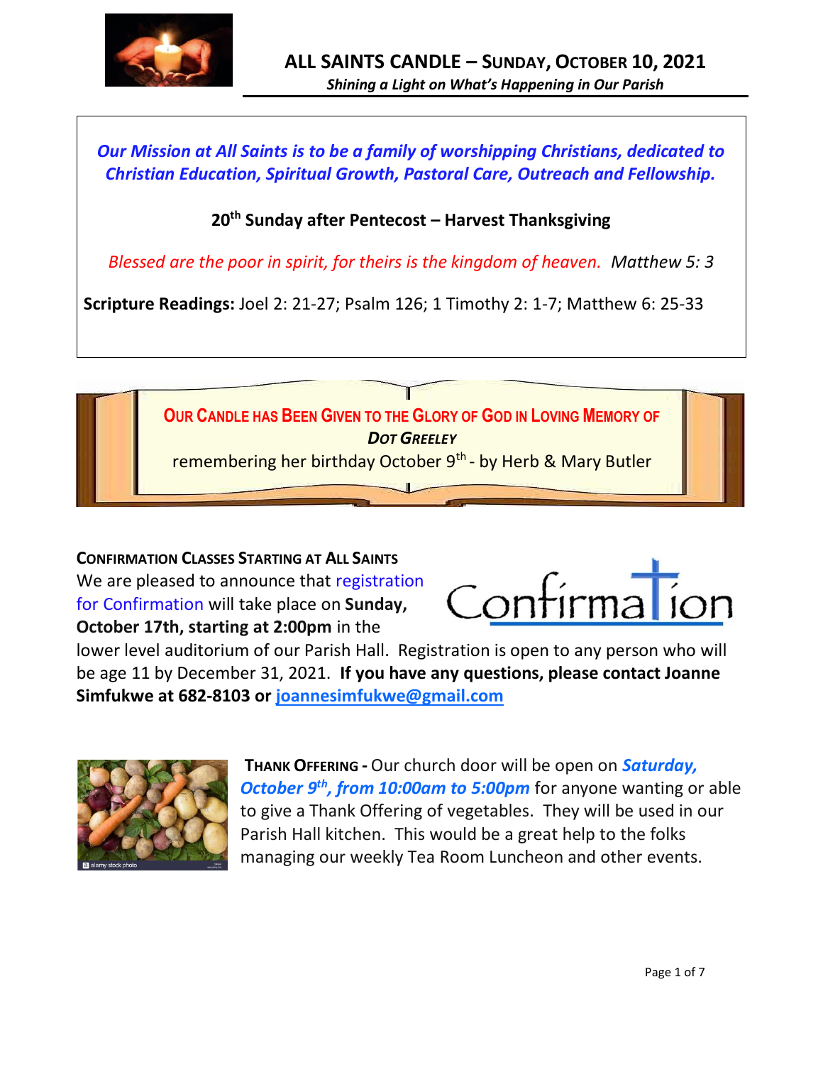# ALL SAINTS CANDLE – SUNDAY, OCTOBER 10, 2021

***Shining a Light on What's Happening in Our Parish***

***Our Mission at All Saints is to be a family of worshipping Christians, dedicated to Christian Education, Spiritual Growth, Pastoral Care, Outreach and Fellowship.***

**20th Sunday after Pentecost – Harvest Thanksgiving**

*Blessed are the poor in spirit, for theirs is the kingdom of heaven. Matthew 5: 3*

**Scripture Readings:** Joel 2: 21-27; Psalm 126; 1 Timothy 2: 1-7; Matthew 6: 25-33

**OUR CANDLE HAS BEEN GIVEN TO THE GLORY OF GOD IN LOVING MEMORY OF**

***DOT GREELEY***

remembering her birthday October 9th - by Herb & Mary Butler

**CONFIRMATION CLASSES STARTING AT ALL SAINTS**

Confirmation

We are pleased to announce that registration for Confirmation will take place on **Sunday, October 17th, starting at 2:00pm** in the lower level auditorium of our Parish Hall. Registration is open to any person who will be age 11 by December 31, 2021. **If you have any questions, please contact Joanne Simfukwe at 682-8103 or joannesimfukwe@gmail.com**

**THANK OFFERING -** Our church door will be open on ***Saturday, October 9th, from 10:00am to 5:00pm*** for anyone wanting or able to give a Thank Offering of vegetables. They will be used in our Parish Hall kitchen. This would be a great help to the folks managing our weekly Tea Room Luncheon and other events.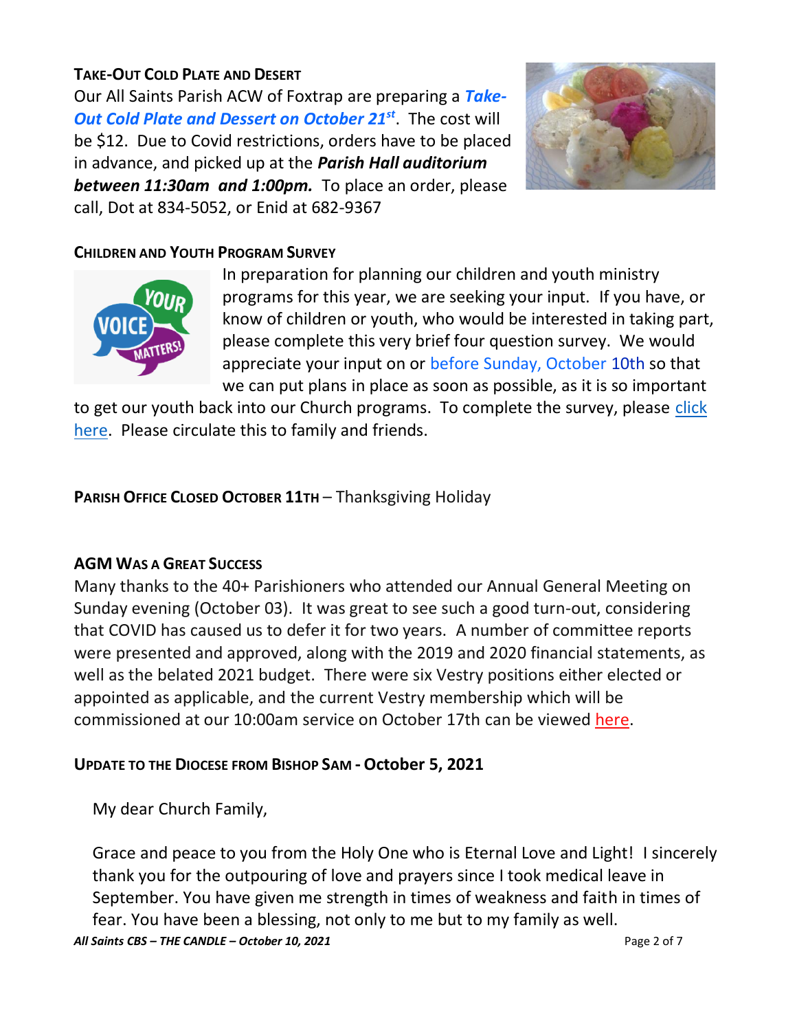### TAKE-OUT COLD PLATE AND DESERT

Our All Saints Parish ACW of Foxtrap are preparing a ***Take-Out Cold Plate and Dessert on October 21st***. The cost will be $12. Due to Covid restrictions, orders have to be placed in advance, and picked up at the ***Parish Hall auditorium between 11:30am and 1:00pm.*** To place an order, please call, Dot at 834-5052, or Enid at 682-9367

### CHILDREN AND YOUTH PROGRAM SURVEY

In preparation for planning our children and youth ministry programs for this year, we are seeking your input. If you have, or know of children or youth, who would be interested in taking part, please complete this very brief four question survey. We would appreciate your input on or before Sunday, October 10th so that we can put plans in place as soon as possible, as it is so important to get our youth back into our Church programs. To complete the survey, please click here. Please circulate this to family and friends.

**PARISH OFFICE CLOSED OCTOBER 11TH** – Thanksgiving Holiday

### AGM WAS A GREAT SUCCESS

Many thanks to the 40+ Parishioners who attended our Annual General Meeting on Sunday evening (October 03). It was great to see such a good turn-out, considering that COVID has caused us to defer it for two years. A number of committee reports were presented and approved, along with the 2019 and 2020 financial statements, as well as the belated 2021 budget. There were six Vestry positions either elected or appointed as applicable, and the current Vestry membership which will be commissioned at our 10:00am service on October 17th can be viewed here.

### UPDATE TO THE DIOCESE FROM BISHOP SAM - October 5, 2021

My dear Church Family,

Grace and peace to you from the Holy One who is Eternal Love and Light! I sincerely thank you for the outpouring of love and prayers since I took medical leave in September. You have given me strength in times of weakness and faith in times of fear. You have been a blessing, not only to me but to my family as well.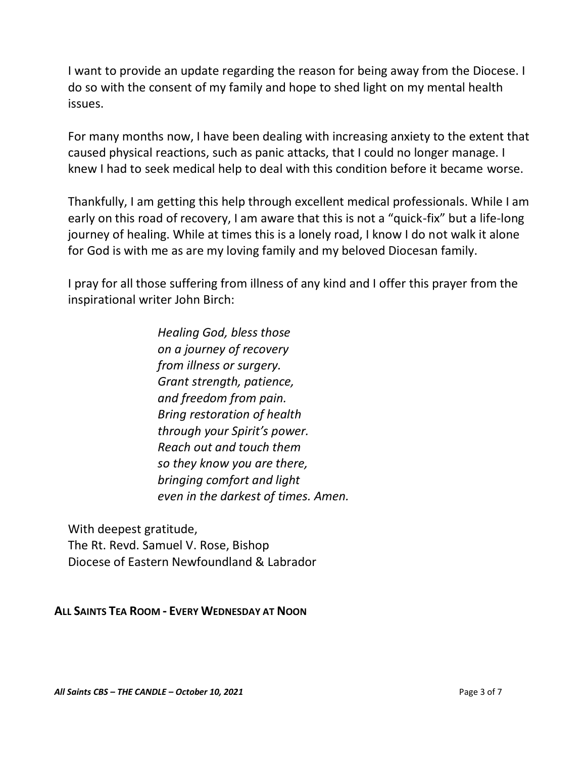I want to provide an update regarding the reason for being away from the Diocese. I do so with the consent of my family and hope to shed light on my mental health issues.

For many months now, I have been dealing with increasing anxiety to the extent that caused physical reactions, such as panic attacks, that I could no longer manage. I knew I had to seek medical help to deal with this condition before it became worse.

Thankfully, I am getting this help through excellent medical professionals. While I am early on this road of recovery, I am aware that this is not a "quick-fix" but a life-long journey of healing. While at times this is a lonely road, I know I do not walk it alone for God is with me as are my loving family and my beloved Diocesan family.

I pray for all those suffering from illness of any kind and I offer this prayer from the inspirational writer John Birch:

> *Healing God, bless those*
> *on a journey of recovery*
> *from illness or surgery.*
> *Grant strength, patience,*
> *and freedom from pain.*
> *Bring restoration of health*
> *through your Spirit's power.*
> *Reach out and touch them*
> *so they know you are there,*
> *bringing comfort and light*
> *even in the darkest of times. Amen.*

With deepest gratitude,
The Rt. Revd. Samuel V. Rose, Bishop
Diocese of Eastern Newfoundland & Labrador

**ALL SAINTS TEA ROOM - EVERY WEDNESDAY AT NOON**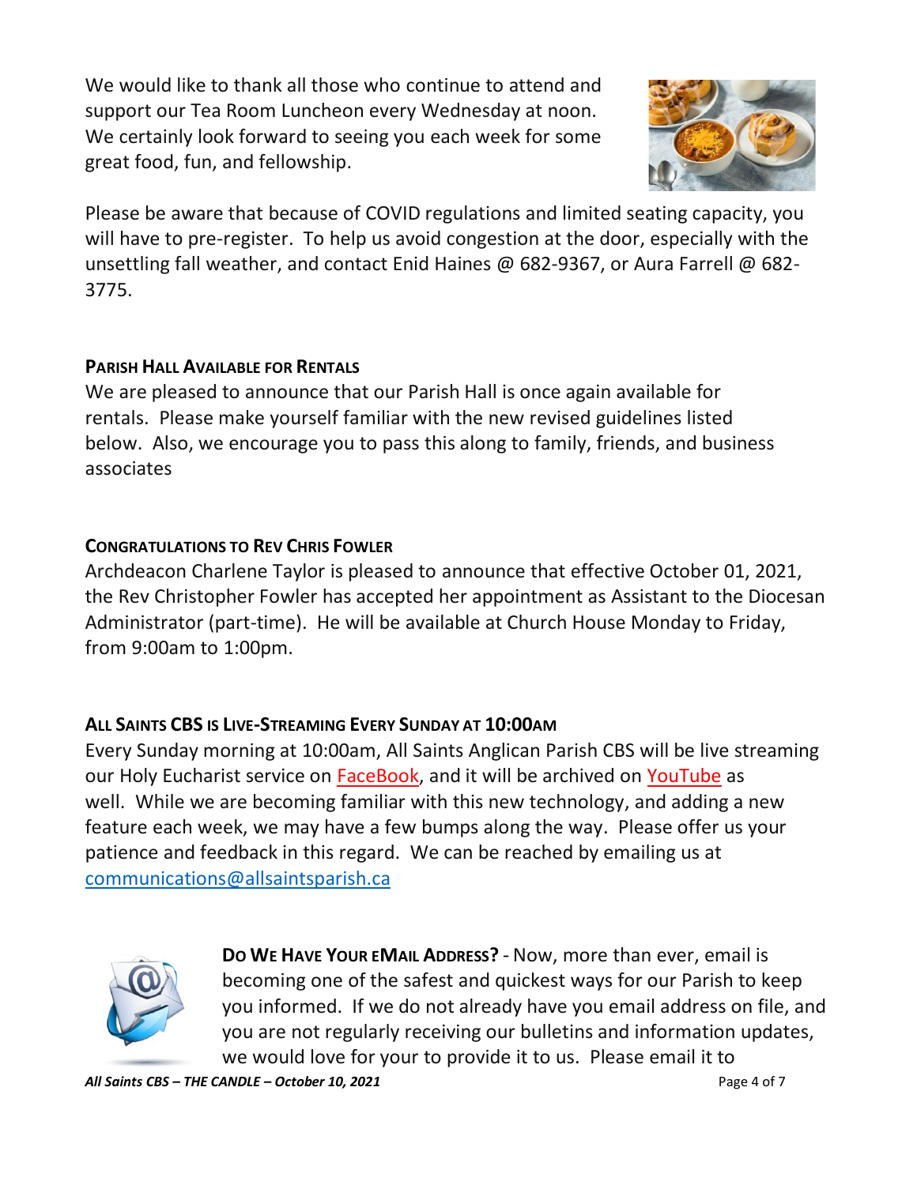We would like to thank all those who continue to attend and support our Tea Room Luncheon every Wednesday at noon. We certainly look forward to seeing you each week for some great food, fun, and fellowship.

Please be aware that because of COVID regulations and limited seating capacity, you will have to pre-register. To help us avoid congestion at the door, especially with the unsettling fall weather, and contact Enid Haines @ 682-9367, or Aura Farrell @ 682-3775.

**PARISH HALL AVAILABLE FOR RENTALS**

We are pleased to announce that our Parish Hall is once again available for rentals. Please make yourself familiar with the new revised guidelines listed below. Also, we encourage you to pass this along to family, friends, and business associates

**CONGRATULATIONS TO REV CHRIS FOWLER**

Archdeacon Charlene Taylor is pleased to announce that effective October 01, 2021, the Rev Christopher Fowler has accepted her appointment as Assistant to the Diocesan Administrator (part-time). He will be available at Church House Monday to Friday, from 9:00am to 1:00pm.

**ALL SAINTS CBS IS LIVE-STREAMING EVERY SUNDAY AT 10:00AM**

Every Sunday morning at 10:00am, All Saints Anglican Parish CBS will be live streaming our Holy Eucharist service on FaceBook, and it will be archived on YouTube as well. While we are becoming familiar with this new technology, and adding a new feature each week, we may have a few bumps along the way. Please offer us your patience and feedback in this regard. We can be reached by emailing us at communications@allsaintsparish.ca

**DO WE HAVE YOUR EMAIL ADDRESS?** - Now, more than ever, email is becoming one of the safest and quickest ways for our Parish to keep you informed. If we do not already have you email address on file, and you are not regularly receiving our bulletins and information updates, we would love for your to provide it to us. Please email it to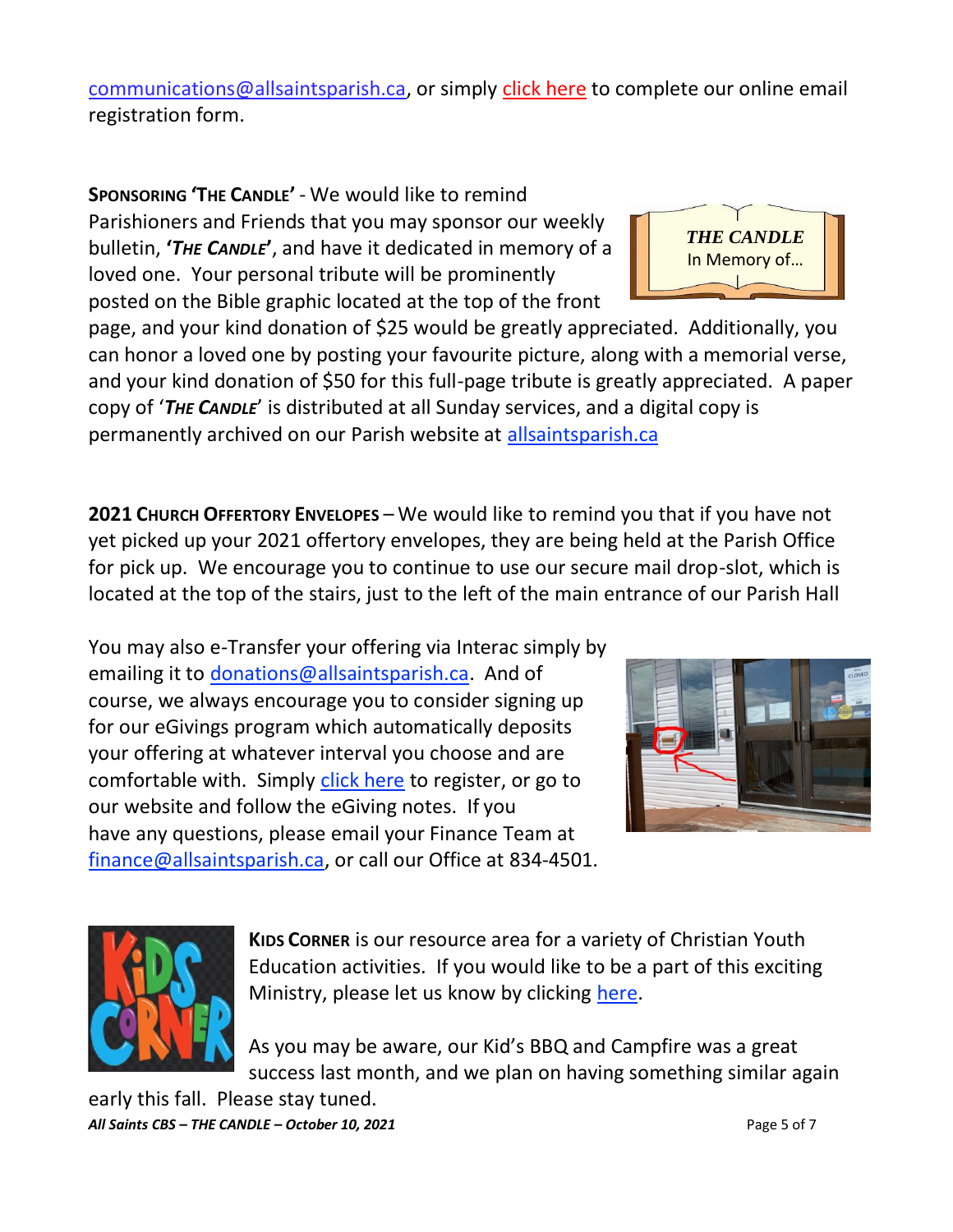communications@allsaintsparish.ca, or simply click here to complete our online email registration form.

**SPONSORING 'THE CANDLE'** - We would like to remind Parishioners and Friends that you may sponsor our weekly bulletin, ***'THE CANDLE'***, and have it dedicated in memory of a loved one. Your personal tribute will be prominently posted on the Bible graphic located at the top of the front page, and your kind donation of $25 would be greatly appreciated. Additionally, you can honor a loved one by posting your favourite picture, along with a memorial verse, and your kind donation of $50 for this full-page tribute is greatly appreciated. A paper copy of '***THE CANDLE***' is distributed at all Sunday services, and a digital copy is permanently archived on our Parish website at allsaintsparish.ca

**2021 CHURCH OFFERTORY ENVELOPES** – We would like to remind you that if you have not yet picked up your 2021 offertory envelopes, they are being held at the Parish Office for pick up. We encourage you to continue to use our secure mail drop-slot, which is located at the top of the stairs, just to the left of the main entrance of our Parish Hall

You may also e-Transfer your offering via Interac simply by emailing it to donations@allsaintsparish.ca. And of course, we always encourage you to consider signing up for our eGivings program which automatically deposits your offering at whatever interval you choose and are comfortable with. Simply click here to register, or go to our website and follow the eGiving notes. If you have any questions, please email your Finance Team at finance@allsaintsparish.ca, or call our Office at 834-4501.

**KIDS CORNER** is our resource area for a variety of Christian Youth Education activities. If you would like to be a part of this exciting Ministry, please let us know by clicking here.

As you may be aware, our Kid's BBQ and Campfire was a great success last month, and we plan on having something similar again early this fall. Please stay tuned.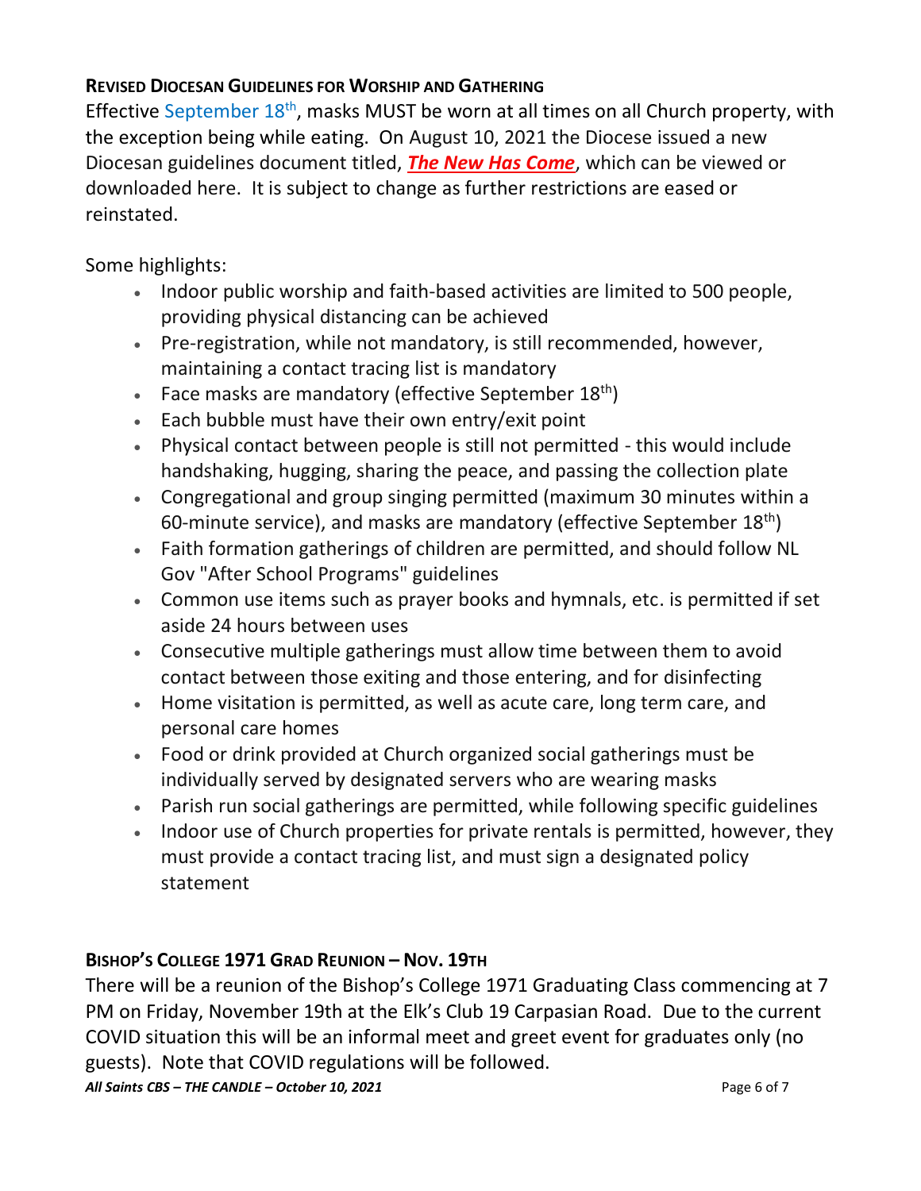## Revised Diocesan Guidelines for Worship and Gathering

Effective September 18th, masks MUST be worn at all times on all Church property, with the exception being while eating. On August 10, 2021 the Diocese issued a new Diocesan guidelines document titled, ***The New Has Come***, which can be viewed or downloaded here. It is subject to change as further restrictions are eased or reinstated.

Some highlights:

- Indoor public worship and faith-based activities are limited to 500 people, providing physical distancing can be achieved
- Pre-registration, while not mandatory, is still recommended, however, maintaining a contact tracing list is mandatory
- Face masks are mandatory (effective September 18th)
- Each bubble must have their own entry/exit point
- Physical contact between people is still not permitted - this would include handshaking, hugging, sharing the peace, and passing the collection plate
- Congregational and group singing permitted (maximum 30 minutes within a 60-minute service), and masks are mandatory (effective September 18th)
- Faith formation gatherings of children are permitted, and should follow NL Gov "After School Programs" guidelines
- Common use items such as prayer books and hymnals, etc. is permitted if set aside 24 hours between uses
- Consecutive multiple gatherings must allow time between them to avoid contact between those exiting and those entering, and for disinfecting
- Home visitation is permitted, as well as acute care, long term care, and personal care homes
- Food or drink provided at Church organized social gatherings must be individually served by designated servers who are wearing masks
- Parish run social gatherings are permitted, while following specific guidelines
- Indoor use of Church properties for private rentals is permitted, however, they must provide a contact tracing list, and must sign a designated policy statement

## Bishop's College 1971 Grad Reunion – Nov. 19th

There will be a reunion of the Bishop's College 1971 Graduating Class commencing at 7 PM on Friday, November 19th at the Elk's Club 19 Carpasian Road. Due to the current COVID situation this will be an informal meet and greet event for graduates only (no guests). Note that COVID regulations will be followed.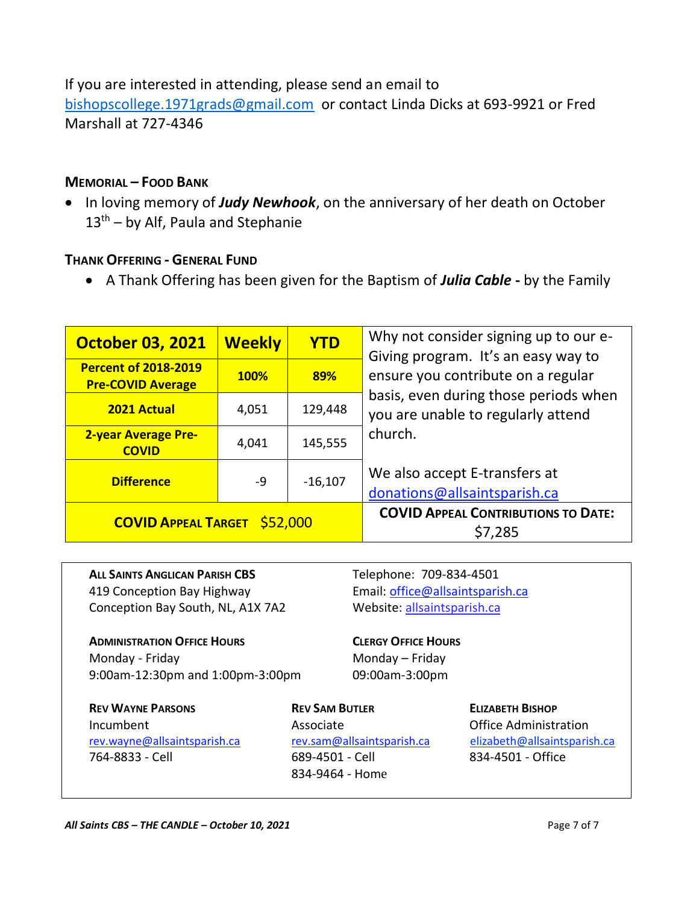If you are interested in attending, please send an email to bishopscollege.1971grads@gmail.com or contact Linda Dicks at 693-9921 or Fred Marshall at 727-4346

### MEMORIAL – FOOD BANK

- In loving memory of ***Judy Newhook***, on the anniversary of her death on October 13th – by Alf, Paula and Stephanie

### THANK OFFERING - GENERAL FUND

- A Thank Offering has been given for the Baptism of ***Julia Cable*** **-** by the Family

| October 03, 2021 | Weekly | YTD |
|---|---|---|
| **Percent of 2018-2019 Pre-COVID Average** | **100%** | **89%** |
| **2021 Actual** | 4,051 | 129,448 |
| **2-year Average Pre-COVID** | 4,041 | 145,555 |
| **Difference** | -9 | -16,107 |
| **COVID APPEAL TARGET** $52,000 | | |

Why not consider signing up to our e-Giving program. It's an easy way to ensure you contribute on a regular basis, even during those periods when you are unable to regularly attend church.

We also accept E-transfers at donations@allsaintsparish.ca

**COVID APPEAL CONTRIBUTIONS TO DATE:** $7,285

**ALL SAINTS ANGLICAN PARISH CBS**
419 Conception Bay Highway
Conception Bay South, NL, A1X 7A2

Telephone: 709-834-4501
Email: office@allsaintsparish.ca
Website: allsaintsparish.ca

**ADMINISTRATION OFFICE HOURS**
Monday - Friday
9:00am-12:30pm and 1:00pm-3:00pm

**CLERGY OFFICE HOURS**
Monday – Friday
09:00am-3:00pm

**REV WAYNE PARSONS**
Incumbent
rev.wayne@allsaintsparish.ca
764-8833 - Cell

**REV SAM BUTLER**
Associate
rev.sam@allsaintsparish.ca
689-4501 - Cell
834-9464 - Home

**ELIZABETH BISHOP**
Office Administration
elizabeth@allsaintsparish.ca
834-4501 - Office